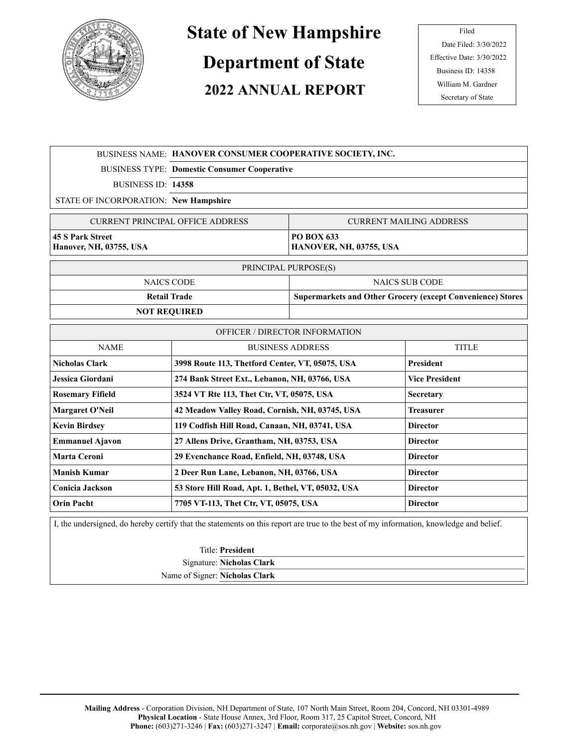# State of New Hampshire

# Department of State

## 2022 ANNUAL REPORT

Filed
Date Filed: 3/30/2022
Effective Date: 3/30/2022
Business ID: 14358
William M. Gardner
Secretary of State

| | |
|---|---|
| BUSINESS NAME: | **HANOVER CONSUMER COOPERATIVE SOCIETY, INC.** |
| BUSINESS TYPE: | **Domestic Consumer Cooperative** |
| BUSINESS ID: | **14358** |
| STATE OF INCORPORATION: | **New Hampshire** |

| CURRENT PRINCIPAL OFFICE ADDRESS | CURRENT MAILING ADDRESS |
|---|---|
| **45 S Park Street**<br>**Hanover, NH, 03755, USA** | **PO BOX 633**<br>**HANOVER, NH, 03755, USA** |

| PRINCIPAL PURPOSE(S) | |
|---|---|
| NAICS CODE | NAICS SUB CODE |
| **Retail Trade** | **Supermarkets and Other Grocery (except Convenience) Stores** |
| **NOT REQUIRED** | |

| OFFICER / DIRECTOR INFORMATION | | |
|---|---|---|
| NAME | BUSINESS ADDRESS | TITLE |
| **Nicholas Clark** | **3998 Route 113, Thetford Center, VT, 05075, USA** | **President** |
| **Jessica Giordani** | **274 Bank Street Ext., Lebanon, NH, 03766, USA** | **Vice President** |
| **Rosemary Fifield** | **3524 VT Rte 113, Thet Ctr, VT, 05075, USA** | **Secretary** |
| **Margaret O'Neil** | **42 Meadow Valley Road, Cornish, NH, 03745, USA** | **Treasurer** |
| **Kevin Birdsey** | **119 Codfish Hill Road, Canaan, NH, 03741, USA** | **Director** |
| **Emmanuel Ajavon** | **27 Allens Drive, Grantham, NH, 03753, USA** | **Director** |
| **Marta Ceroni** | **29 Evenchance Road, Enfield, NH, 03748, USA** | **Director** |
| **Manish Kumar** | **2 Deer Run Lane, Lebanon, NH, 03766, USA** | **Director** |
| **Conicia Jackson** | **53 Store Hill Road, Apt. 1, Bethel, VT, 05032, USA** | **Director** |
| **Orin Pacht** | **7705 VT-113, Thet Ctr, VT, 05075, USA** | **Director** |

I, the undersigned, do hereby certify that the statements on this report are true to the best of my information, knowledge and belief.

Title: **President**
Signature: **Nicholas Clark**
Name of Signer: **Nicholas Clark**

**Mailing Address** - Corporation Division, NH Department of State, 107 North Main Street, Room 204, Concord, NH 03301-4989
**Physical Location** - State House Annex, 3rd Floor, Room 317, 25 Capitol Street, Concord, NH
**Phone:** (603)271-3246 | **Fax:** (603)271-3247 | **Email:** corporate@sos.nh.gov | **Website:** sos.nh.gov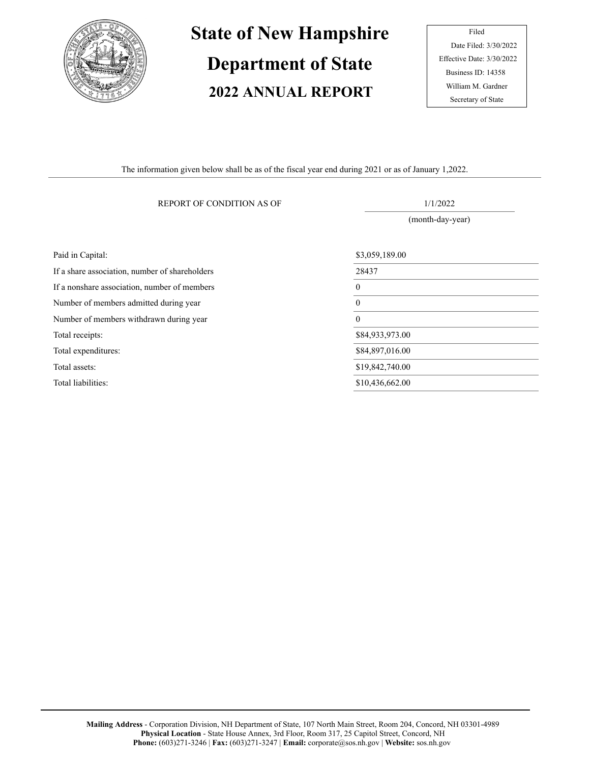# State of New Hampshire

# Department of State

## 2022 ANNUAL REPORT

Filed
Date Filed: 3/30/2022
Effective Date: 3/30/2022
Business ID: 14358
William M. Gardner
Secretary of State

The information given below shall be as of the fiscal year end during 2021 or as of January 1,2022.

REPORT OF CONDITION AS OF 1/1/2022 (month-day-year)

| | |
|---|---|
| Paid in Capital: | $3,059,189.00 |
| If a share association, number of shareholders | 28437 |
| If a nonshare association, number of members | 0 |
| Number of members admitted during year | 0 |
| Number of members withdrawn during year | 0 |
| Total receipts: | $84,933,973.00 |
| Total expenditures: | $84,897,016.00 |
| Total assets: | $19,842,740.00 |
| Total liabilities: | $10,436,662.00 |

**Mailing Address** - Corporation Division, NH Department of State, 107 North Main Street, Room 204, Concord, NH 03301-4989
**Physical Location** - State House Annex, 3rd Floor, Room 317, 25 Capitol Street, Concord, NH
**Phone:** (603)271-3246 | **Fax:** (603)271-3247 | **Email:** corporate@sos.nh.gov | **Website:** sos.nh.gov